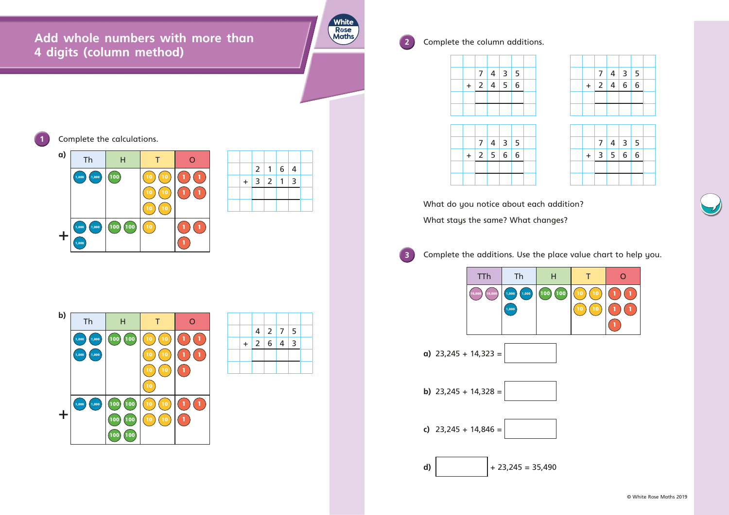# Add whole numbers with more than 4 digits (column method)

**1** Complete the calculations.

**a)**

| | Th | H | T | O |
|---|---|---|---|---|
| | 1,000 1,000 | 100 | 10 10 10 10 10 10 | 1 1 1 1 |
| + | 1,000 1,000 1,000 | 100 100 | 10 | 1 1 1 |

| | | | | | |
|---|---|---|---|---|---|
| | 2 | 1 | 6 | 4 | |
| + | 3 | 2 | 1 | 3 | |
| | | | | | |

**b)**

| | Th | H | T | O |
|---|---|---|---|---|
| | 1,000 1,000 1,000 1,000 | 100 100 | 10 10 10 10 10 10 10 | 1 1 1 1 1 |
| + | 1,000 1,000 | 100 100 100 100 100 100 | 10 10 10 10 | 1 1 1 |

| | | | | | |
|---|---|---|---|---|---|
| | 4 | 2 | 7 | 5 | |
| + | 2 | 6 | 4 | 3 | |
| | | | | | |

**2** Complete the column additions.

| | | | | |
|---|---|---|---|---|
| | 7 | 4 | 3 | 5 |
| + | 2 | 4 | 5 | 6 |
| | | | | |

| | | | | |
|---|---|---|---|---|
| | 7 | 4 | 3 | 5 |
| + | 2 | 4 | 6 | 6 |
| | | | | |

| | | | | |
|---|---|---|---|---|
| | 7 | 4 | 3 | 5 |
| + | 2 | 5 | 6 | 6 |
| | | | | |

| | | | | |
|---|---|---|---|---|
| | 7 | 4 | 3 | 5 |
| + | 3 | 5 | 6 | 6 |
| | | | | |

What do you notice about each addition?

What stays the same? What changes?

**3** Complete the additions. Use the place value chart to help you.

| TTh | Th | H | T | O |
|---|---|---|---|---|
| 10,000 10,000 | 1,000 1,000 1,000 | 100 100 | 10 10 10 10 | 1 1 1 1 1 |

**a)** 23,245 + 14,323 = ______

**b)** 23,245 + 14,328 = ______

**c)** 23,245 + 14,846 = ______

**d)** ______ + 23,245 = 35,490

© White Rose Maths 2019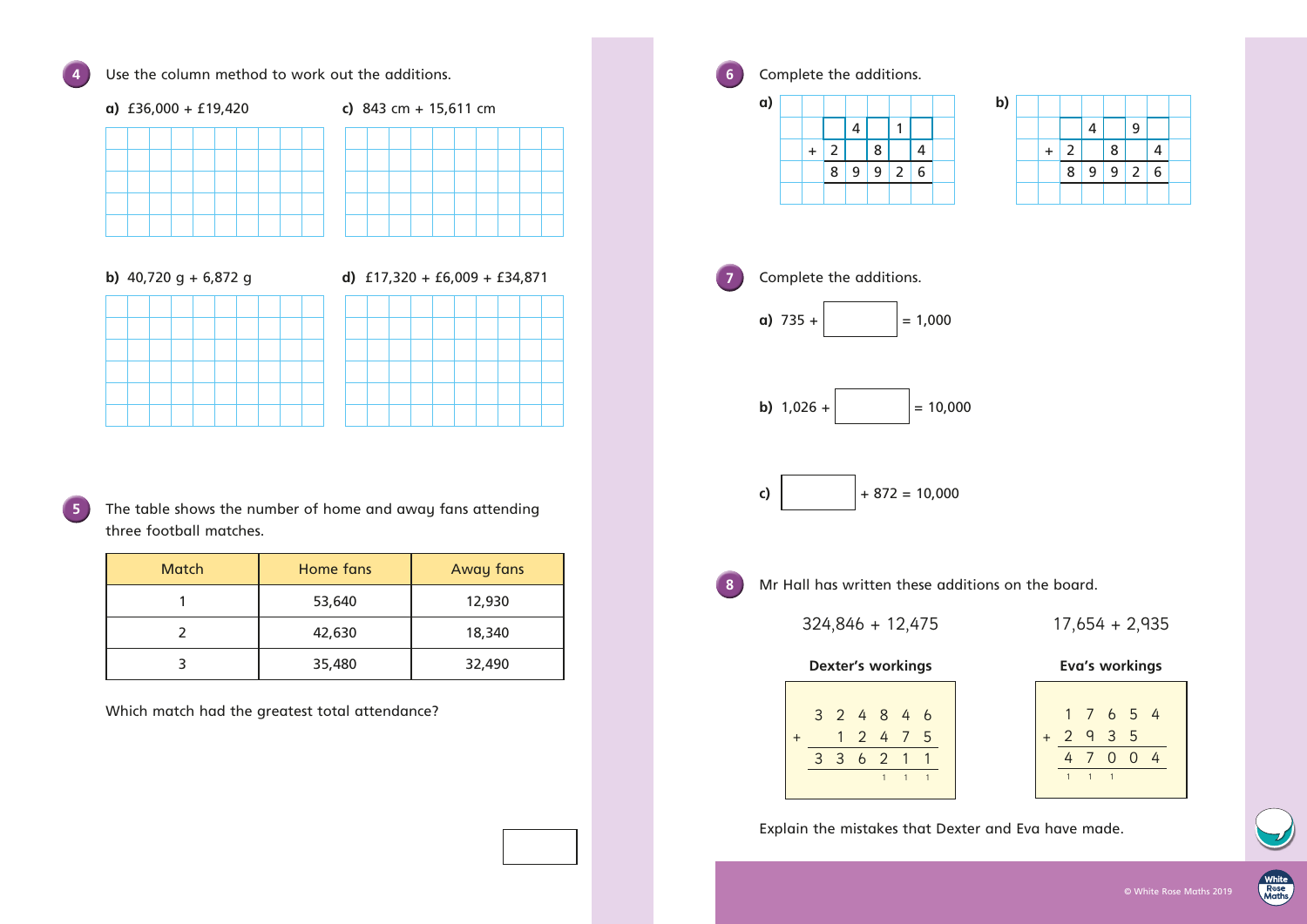**4** Use the column method to work out the additions.

**a)** £36,000 + £19,420

**c)** 843 cm + 15,611 cm

**b)** 40,720 g + 6,872 g

**d)** £17,320 + £6,009 + £34,871

**5** The table shows the number of home and away fans attending three football matches.

| Match | Home fans | Away fans |
|---|---|---|
| 1 | 53,640 | 12,930 |
| 2 | 42,630 | 18,340 |
| 3 | 35,480 | 32,490 |

Which match had the greatest total attendance?

**6** Complete the additions.

**a)**

| | | | | | | |
|---|---|---|---|---|---|---|
| | | | 4 | | 1 | |
| | + | 2 | | 8 | | 4 |
| | | 8 | 9 | 9 | 2 | 6 |

**b)**

| | | | | | | |
|---|---|---|---|---|---|---|
| | | | 4 | | 9 | |
| | + | 2 | | 8 | | 4 |
| | | 8 | 9 | 9 | 2 | 6 |

**7** Complete the additions.

**a)** 735 + ☐ = 1,000

**b)** 1,026 + ☐ = 10,000

**c)** ☐ + 872 = 10,000

**8** Mr Hall has written these additions on the board.

324,846 + 12,475

17,654 + 2,935

**Dexter's workings**

```
  3 2 4 8 4 6
+   1 2 4 7 5
  3 3 6 2 1 1
        1 1 1
```

**Eva's workings**

```
  1 7 6 5 4
+ 2 9 3 5
  4 7 0 0 4
  1 1 1
```

Explain the mistakes that Dexter and Eva have made.

© White Rose Maths 2019